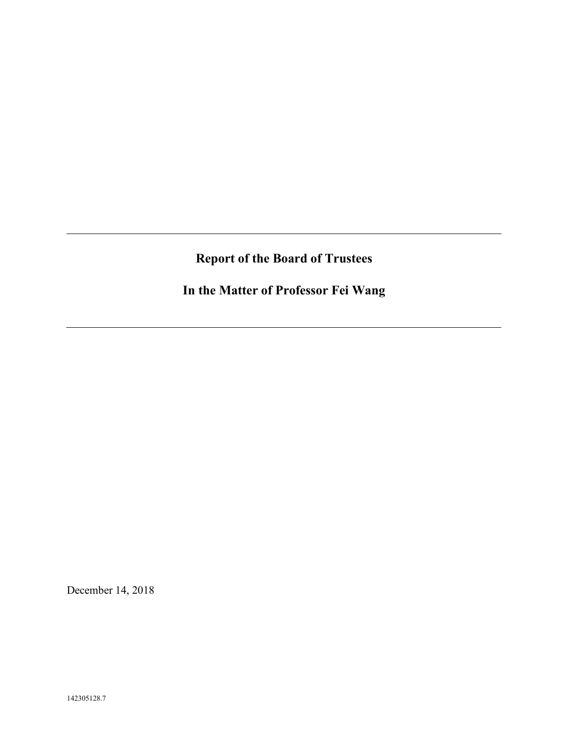---

# Report of the Board of Trustees

# In the Matter of Professor Fei Wang

---

December 14, 2018

142305128.7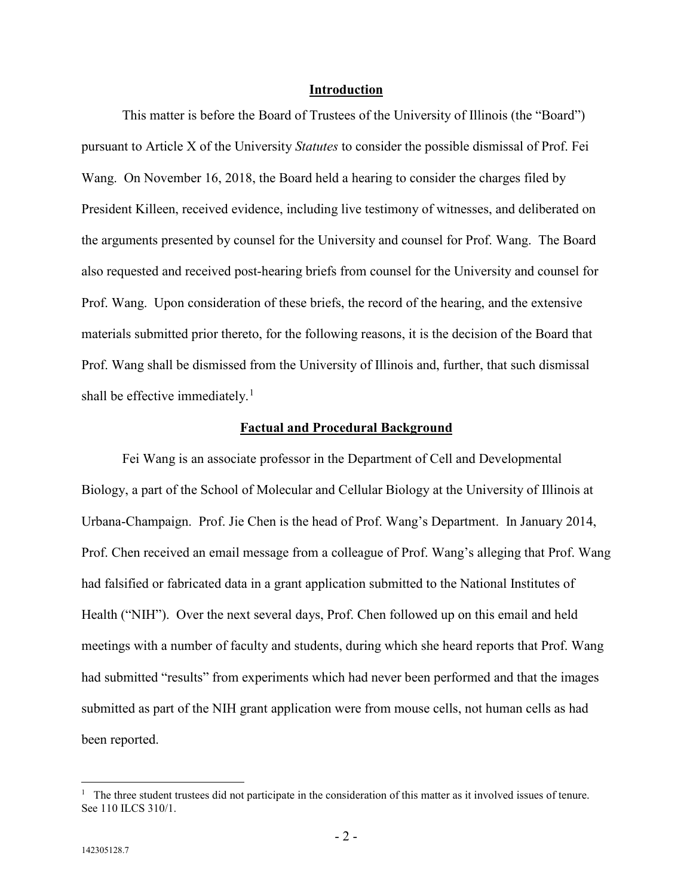## Introduction

This matter is before the Board of Trustees of the University of Illinois (the "Board") pursuant to Article X of the University *Statutes* to consider the possible dismissal of Prof. Fei Wang. On November 16, 2018, the Board held a hearing to consider the charges filed by President Killeen, received evidence, including live testimony of witnesses, and deliberated on the arguments presented by counsel for the University and counsel for Prof. Wang. The Board also requested and received post-hearing briefs from counsel for the University and counsel for Prof. Wang. Upon consideration of these briefs, the record of the hearing, and the extensive materials submitted prior thereto, for the following reasons, it is the decision of the Board that Prof. Wang shall be dismissed from the University of Illinois and, further, that such dismissal shall be effective immediately.[1]

## Factual and Procedural Background

Fei Wang is an associate professor in the Department of Cell and Developmental Biology, a part of the School of Molecular and Cellular Biology at the University of Illinois at Urbana-Champaign. Prof. Jie Chen is the head of Prof. Wang's Department. In January 2014, Prof. Chen received an email message from a colleague of Prof. Wang's alleging that Prof. Wang had falsified or fabricated data in a grant application submitted to the National Institutes of Health ("NIH"). Over the next several days, Prof. Chen followed up on this email and held meetings with a number of faculty and students, during which she heard reports that Prof. Wang had submitted "results" from experiments which had never been performed and that the images submitted as part of the NIH grant application were from mouse cells, not human cells as had been reported.

---

[1] The three student trustees did not participate in the consideration of this matter as it involved issues of tenure. See 110 ILCS 310/1.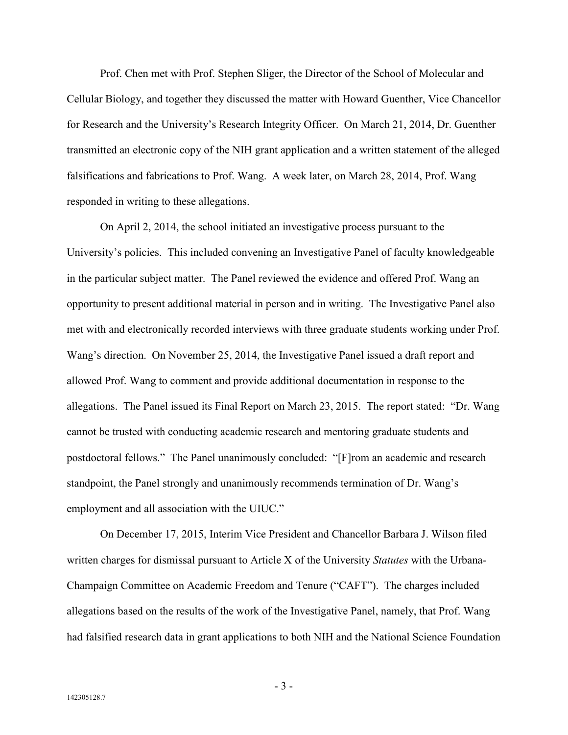Prof. Chen met with Prof. Stephen Sliger, the Director of the School of Molecular and Cellular Biology, and together they discussed the matter with Howard Guenther, Vice Chancellor for Research and the University's Research Integrity Officer. On March 21, 2014, Dr. Guenther transmitted an electronic copy of the NIH grant application and a written statement of the alleged falsifications and fabrications to Prof. Wang. A week later, on March 28, 2014, Prof. Wang responded in writing to these allegations.

On April 2, 2014, the school initiated an investigative process pursuant to the University's policies. This included convening an Investigative Panel of faculty knowledgeable in the particular subject matter. The Panel reviewed the evidence and offered Prof. Wang an opportunity to present additional material in person and in writing. The Investigative Panel also met with and electronically recorded interviews with three graduate students working under Prof. Wang's direction. On November 25, 2014, the Investigative Panel issued a draft report and allowed Prof. Wang to comment and provide additional documentation in response to the allegations. The Panel issued its Final Report on March 23, 2015. The report stated: "Dr. Wang cannot be trusted with conducting academic research and mentoring graduate students and postdoctoral fellows." The Panel unanimously concluded: "[F]rom an academic and research standpoint, the Panel strongly and unanimously recommends termination of Dr. Wang's employment and all association with the UIUC."

On December 17, 2015, Interim Vice President and Chancellor Barbara J. Wilson filed written charges for dismissal pursuant to Article X of the University *Statutes* with the Urbana-Champaign Committee on Academic Freedom and Tenure ("CAFT"). The charges included allegations based on the results of the work of the Investigative Panel, namely, that Prof. Wang had falsified research data in grant applications to both NIH and the National Science Foundation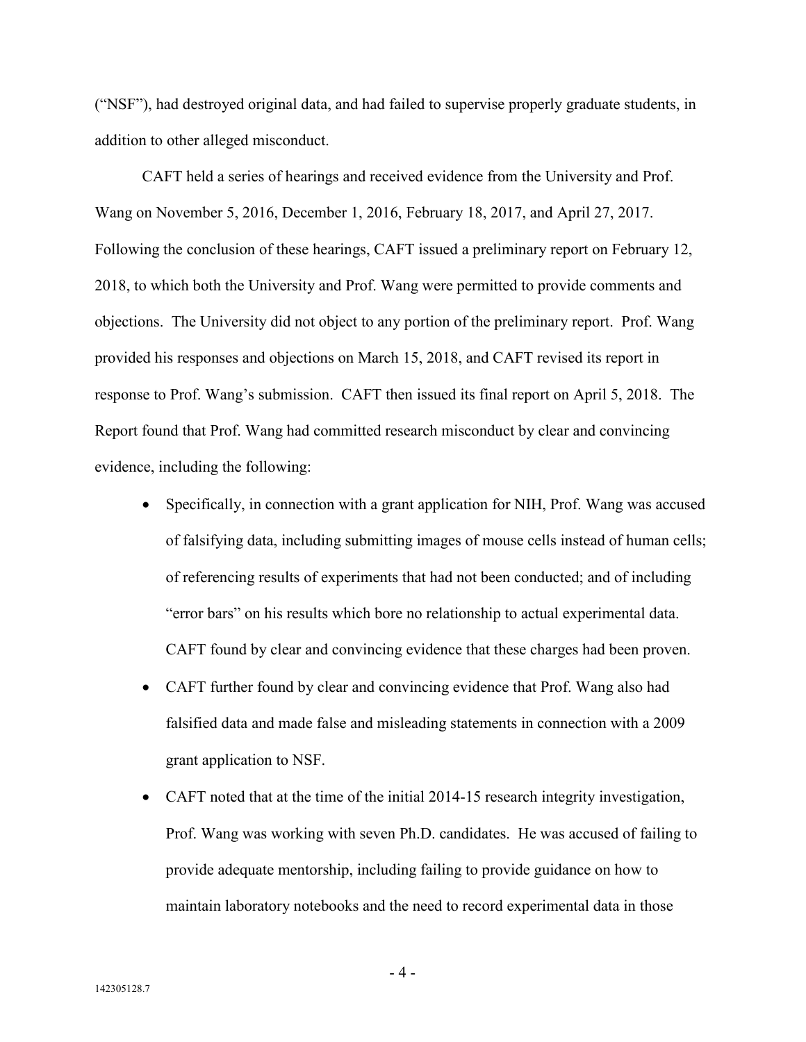("NSF"), had destroyed original data, and had failed to supervise properly graduate students, in addition to other alleged misconduct.

CAFT held a series of hearings and received evidence from the University and Prof. Wang on November 5, 2016, December 1, 2016, February 18, 2017, and April 27, 2017. Following the conclusion of these hearings, CAFT issued a preliminary report on February 12, 2018, to which both the University and Prof. Wang were permitted to provide comments and objections. The University did not object to any portion of the preliminary report. Prof. Wang provided his responses and objections on March 15, 2018, and CAFT revised its report in response to Prof. Wang's submission. CAFT then issued its final report on April 5, 2018. The Report found that Prof. Wang had committed research misconduct by clear and convincing evidence, including the following:

- Specifically, in connection with a grant application for NIH, Prof. Wang was accused of falsifying data, including submitting images of mouse cells instead of human cells; of referencing results of experiments that had not been conducted; and of including "error bars" on his results which bore no relationship to actual experimental data. CAFT found by clear and convincing evidence that these charges had been proven.
- CAFT further found by clear and convincing evidence that Prof. Wang also had falsified data and made false and misleading statements in connection with a 2009 grant application to NSF.
- CAFT noted that at the time of the initial 2014-15 research integrity investigation, Prof. Wang was working with seven Ph.D. candidates. He was accused of failing to provide adequate mentorship, including failing to provide guidance on how to maintain laboratory notebooks and the need to record experimental data in those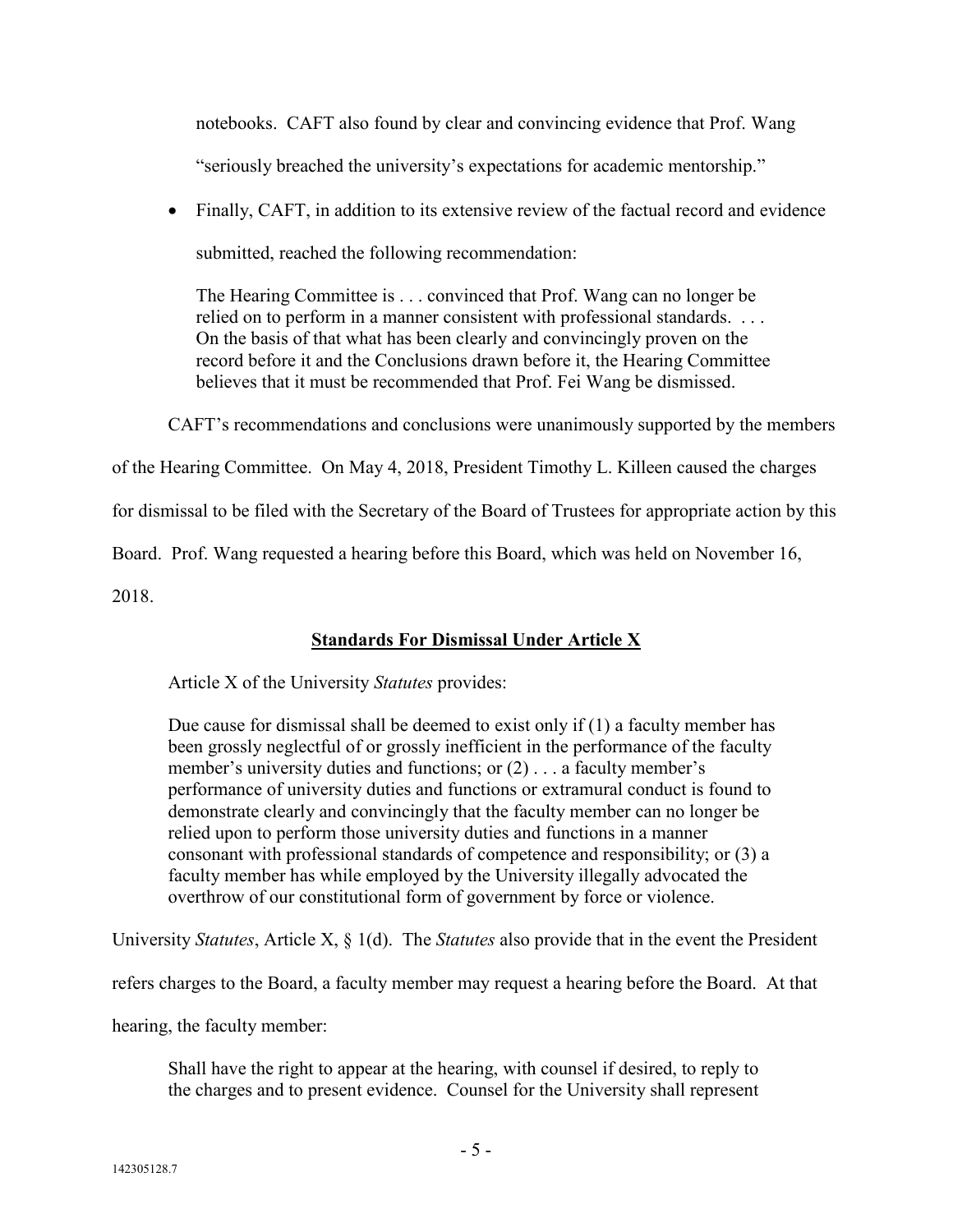notebooks. CAFT also found by clear and convincing evidence that Prof. Wang "seriously breached the university's expectations for academic mentorship."

- Finally, CAFT, in addition to its extensive review of the factual record and evidence submitted, reached the following recommendation:

> The Hearing Committee is . . . convinced that Prof. Wang can no longer be relied on to perform in a manner consistent with professional standards. . . . On the basis of that what has been clearly and convincingly proven on the record before it and the Conclusions drawn before it, the Hearing Committee believes that it must be recommended that Prof. Fei Wang be dismissed.

CAFT's recommendations and conclusions were unanimously supported by the members of the Hearing Committee. On May 4, 2018, President Timothy L. Killeen caused the charges for dismissal to be filed with the Secretary of the Board of Trustees for appropriate action by this Board. Prof. Wang requested a hearing before this Board, which was held on November 16, 2018.

## **Standards For Dismissal Under Article X**

Article X of the University *Statutes* provides:

> Due cause for dismissal shall be deemed to exist only if (1) a faculty member has been grossly neglectful of or grossly inefficient in the performance of the faculty member's university duties and functions; or (2) . . . a faculty member's performance of university duties and functions or extramural conduct is found to demonstrate clearly and convincingly that the faculty member can no longer be relied upon to perform those university duties and functions in a manner consonant with professional standards of competence and responsibility; or (3) a faculty member has while employed by the University illegally advocated the overthrow of our constitutional form of government by force or violence.

University *Statutes*, Article X, § 1(d). The *Statutes* also provide that in the event the President refers charges to the Board, a faculty member may request a hearing before the Board. At that hearing, the faculty member:

> Shall have the right to appear at the hearing, with counsel if desired, to reply to the charges and to present evidence. Counsel for the University shall represent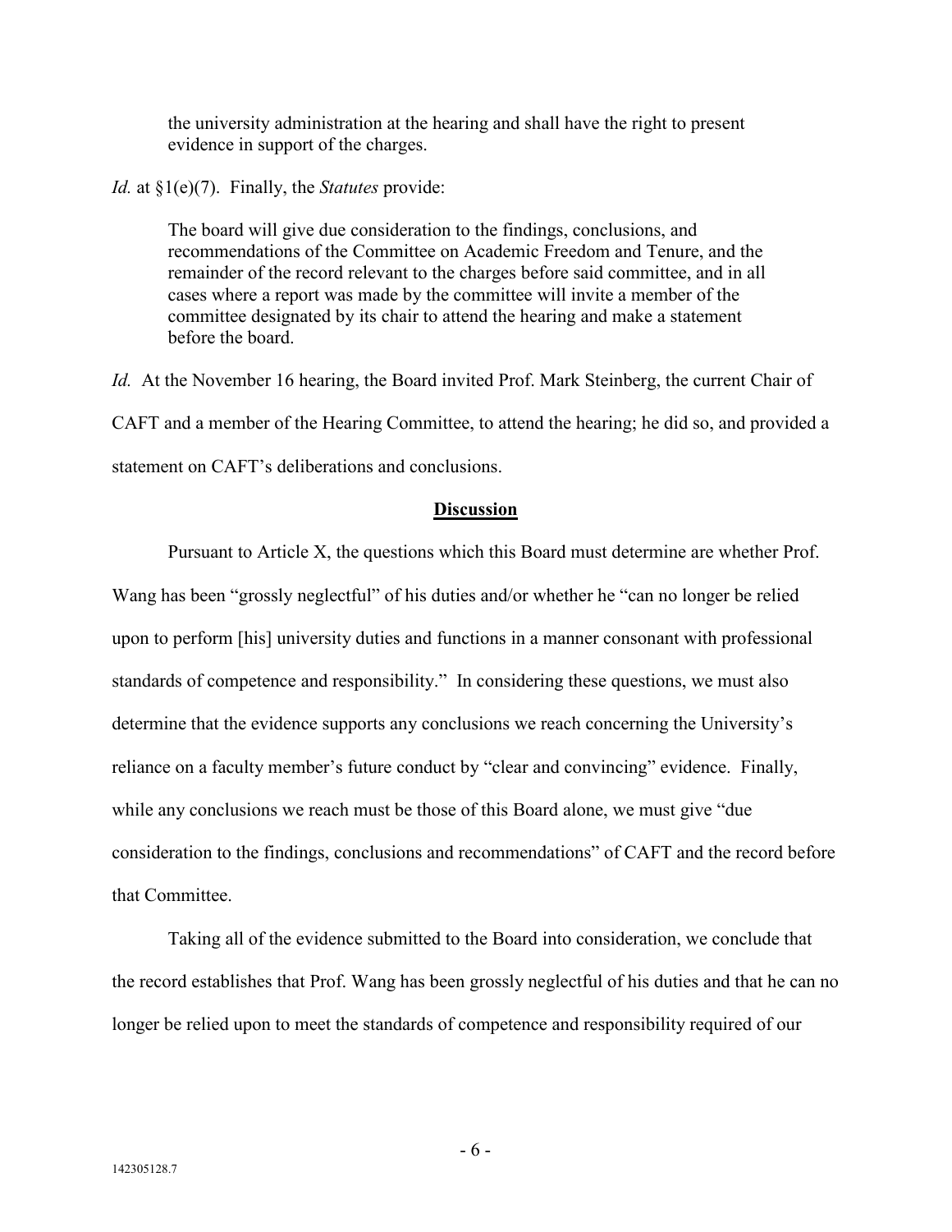> the university administration at the hearing and shall have the right to present evidence in support of the charges.

*Id.* at §1(e)(7). Finally, the *Statutes* provide:

> The board will give due consideration to the findings, conclusions, and recommendations of the Committee on Academic Freedom and Tenure, and the remainder of the record relevant to the charges before said committee, and in all cases where a report was made by the committee will invite a member of the committee designated by its chair to attend the hearing and make a statement before the board.

*Id.* At the November 16 hearing, the Board invited Prof. Mark Steinberg, the current Chair of CAFT and a member of the Hearing Committee, to attend the hearing; he did so, and provided a statement on CAFT's deliberations and conclusions.

## **Discussion**

Pursuant to Article X, the questions which this Board must determine are whether Prof. Wang has been "grossly neglectful" of his duties and/or whether he "can no longer be relied upon to perform [his] university duties and functions in a manner consonant with professional standards of competence and responsibility." In considering these questions, we must also determine that the evidence supports any conclusions we reach concerning the University's reliance on a faculty member's future conduct by "clear and convincing" evidence. Finally, while any conclusions we reach must be those of this Board alone, we must give "due consideration to the findings, conclusions and recommendations" of CAFT and the record before that Committee.

Taking all of the evidence submitted to the Board into consideration, we conclude that the record establishes that Prof. Wang has been grossly neglectful of his duties and that he can no longer be relied upon to meet the standards of competence and responsibility required of our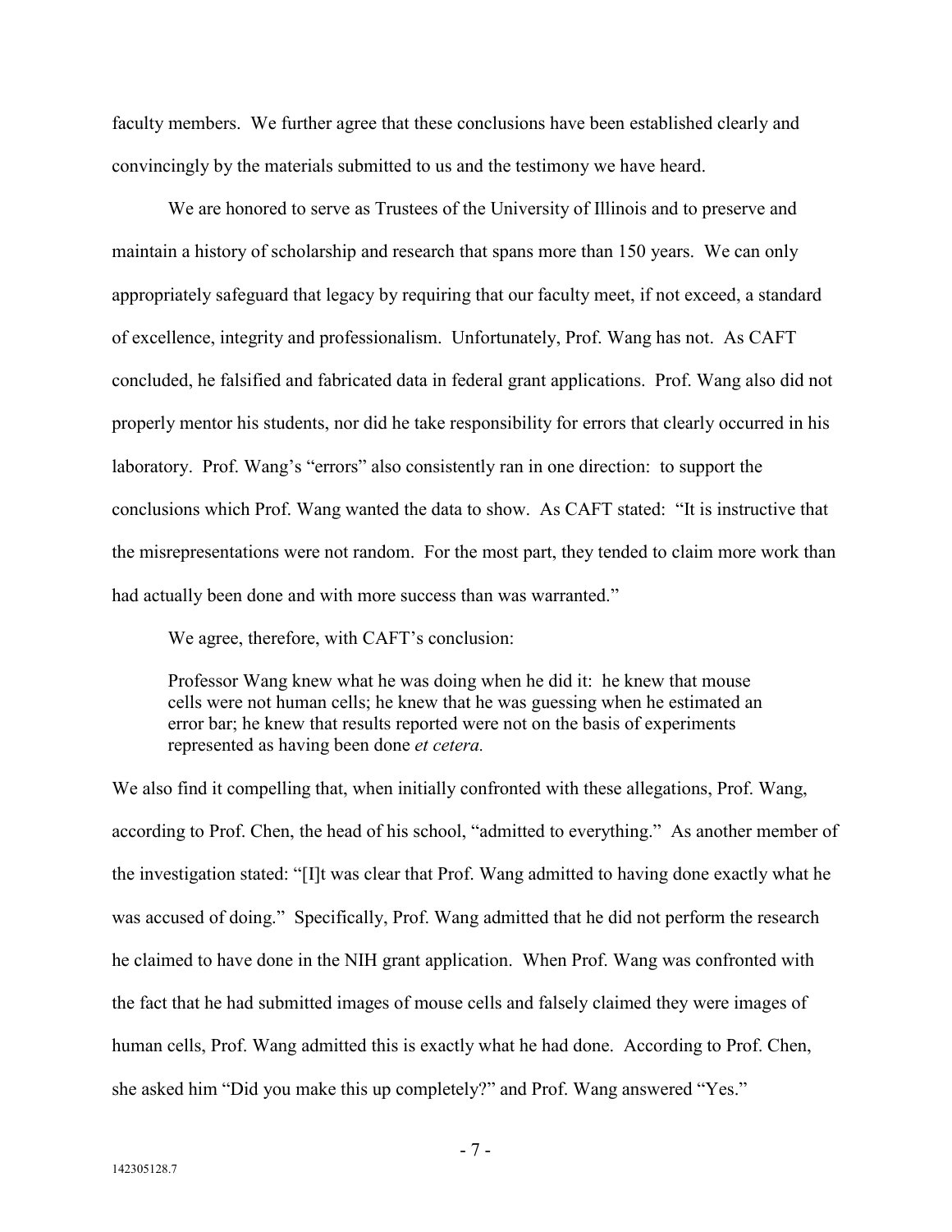faculty members. We further agree that these conclusions have been established clearly and convincingly by the materials submitted to us and the testimony we have heard.

We are honored to serve as Trustees of the University of Illinois and to preserve and maintain a history of scholarship and research that spans more than 150 years. We can only appropriately safeguard that legacy by requiring that our faculty meet, if not exceed, a standard of excellence, integrity and professionalism. Unfortunately, Prof. Wang has not. As CAFT concluded, he falsified and fabricated data in federal grant applications. Prof. Wang also did not properly mentor his students, nor did he take responsibility for errors that clearly occurred in his laboratory. Prof. Wang's "errors" also consistently ran in one direction: to support the conclusions which Prof. Wang wanted the data to show. As CAFT stated: "It is instructive that the misrepresentations were not random. For the most part, they tended to claim more work than had actually been done and with more success than was warranted."

We agree, therefore, with CAFT's conclusion:

> Professor Wang knew what he was doing when he did it: he knew that mouse cells were not human cells; he knew that he was guessing when he estimated an error bar; he knew that results reported were not on the basis of experiments represented as having been done *et cetera.*

We also find it compelling that, when initially confronted with these allegations, Prof. Wang, according to Prof. Chen, the head of his school, "admitted to everything." As another member of the investigation stated: "[I]t was clear that Prof. Wang admitted to having done exactly what he was accused of doing." Specifically, Prof. Wang admitted that he did not perform the research he claimed to have done in the NIH grant application. When Prof. Wang was confronted with the fact that he had submitted images of mouse cells and falsely claimed they were images of human cells, Prof. Wang admitted this is exactly what he had done. According to Prof. Chen, she asked him "Did you make this up completely?" and Prof. Wang answered "Yes."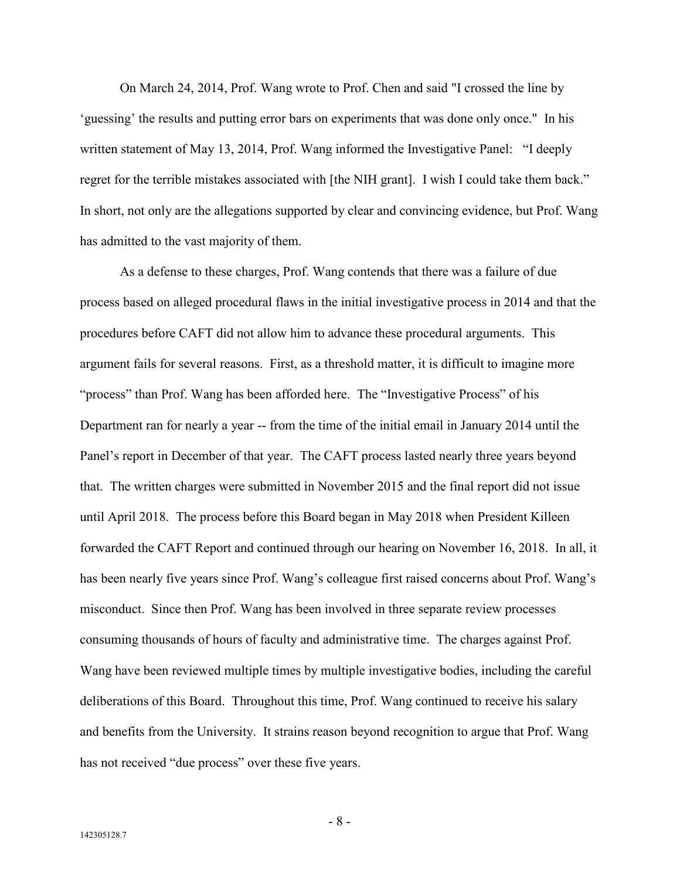On March 24, 2014, Prof. Wang wrote to Prof. Chen and said "I crossed the line by 'guessing' the results and putting error bars on experiments that was done only once." In his written statement of May 13, 2014, Prof. Wang informed the Investigative Panel: "I deeply regret for the terrible mistakes associated with [the NIH grant]. I wish I could take them back." In short, not only are the allegations supported by clear and convincing evidence, but Prof. Wang has admitted to the vast majority of them.

As a defense to these charges, Prof. Wang contends that there was a failure of due process based on alleged procedural flaws in the initial investigative process in 2014 and that the procedures before CAFT did not allow him to advance these procedural arguments. This argument fails for several reasons. First, as a threshold matter, it is difficult to imagine more "process" than Prof. Wang has been afforded here. The "Investigative Process" of his Department ran for nearly a year -- from the time of the initial email in January 2014 until the Panel's report in December of that year. The CAFT process lasted nearly three years beyond that. The written charges were submitted in November 2015 and the final report did not issue until April 2018. The process before this Board began in May 2018 when President Killeen forwarded the CAFT Report and continued through our hearing on November 16, 2018. In all, it has been nearly five years since Prof. Wang's colleague first raised concerns about Prof. Wang's misconduct. Since then Prof. Wang has been involved in three separate review processes consuming thousands of hours of faculty and administrative time. The charges against Prof. Wang have been reviewed multiple times by multiple investigative bodies, including the careful deliberations of this Board. Throughout this time, Prof. Wang continued to receive his salary and benefits from the University. It strains reason beyond recognition to argue that Prof. Wang has not received "due process" over these five years.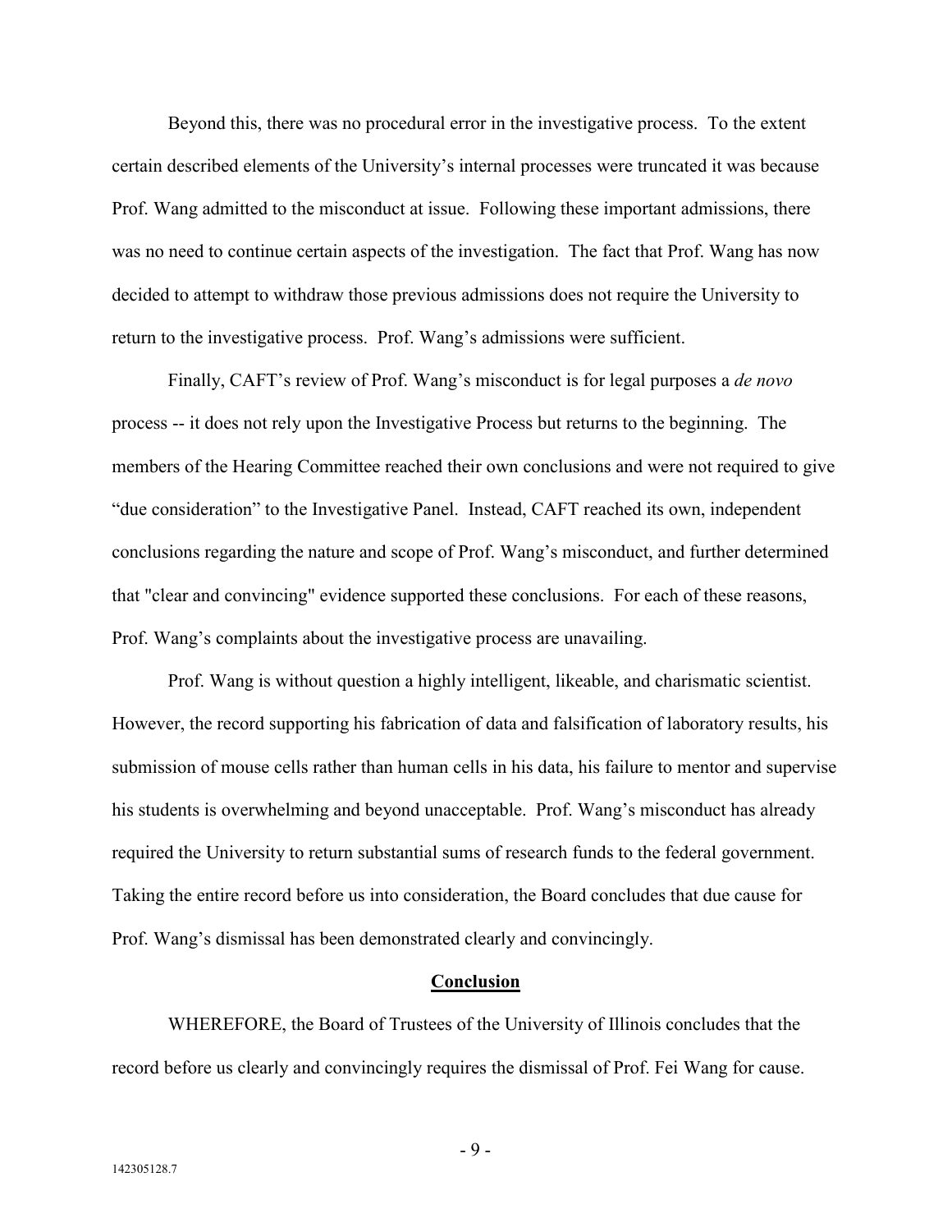Beyond this, there was no procedural error in the investigative process. To the extent certain described elements of the University's internal processes were truncated it was because Prof. Wang admitted to the misconduct at issue. Following these important admissions, there was no need to continue certain aspects of the investigation. The fact that Prof. Wang has now decided to attempt to withdraw those previous admissions does not require the University to return to the investigative process. Prof. Wang's admissions were sufficient.

Finally, CAFT's review of Prof. Wang's misconduct is for legal purposes a *de novo* process -- it does not rely upon the Investigative Process but returns to the beginning. The members of the Hearing Committee reached their own conclusions and were not required to give "due consideration" to the Investigative Panel. Instead, CAFT reached its own, independent conclusions regarding the nature and scope of Prof. Wang's misconduct, and further determined that "clear and convincing" evidence supported these conclusions. For each of these reasons, Prof. Wang's complaints about the investigative process are unavailing.

Prof. Wang is without question a highly intelligent, likeable, and charismatic scientist. However, the record supporting his fabrication of data and falsification of laboratory results, his submission of mouse cells rather than human cells in his data, his failure to mentor and supervise his students is overwhelming and beyond unacceptable. Prof. Wang's misconduct has already required the University to return substantial sums of research funds to the federal government. Taking the entire record before us into consideration, the Board concludes that due cause for Prof. Wang's dismissal has been demonstrated clearly and convincingly.

## **Conclusion**

WHEREFORE, the Board of Trustees of the University of Illinois concludes that the record before us clearly and convincingly requires the dismissal of Prof. Fei Wang for cause.

142305128.7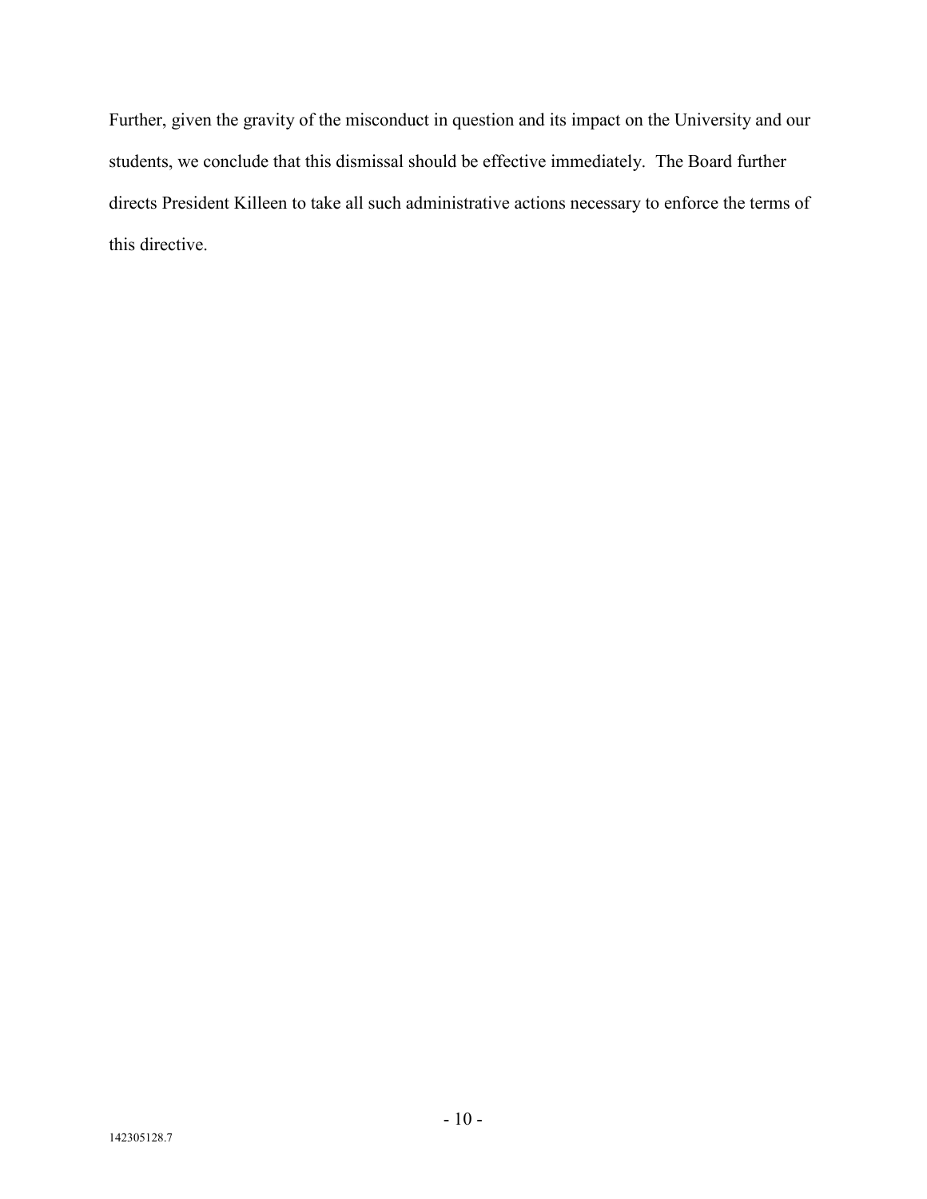Further, given the gravity of the misconduct in question and its impact on the University and our students, we conclude that this dismissal should be effective immediately. The Board further directs President Killeen to take all such administrative actions necessary to enforce the terms of this directive.